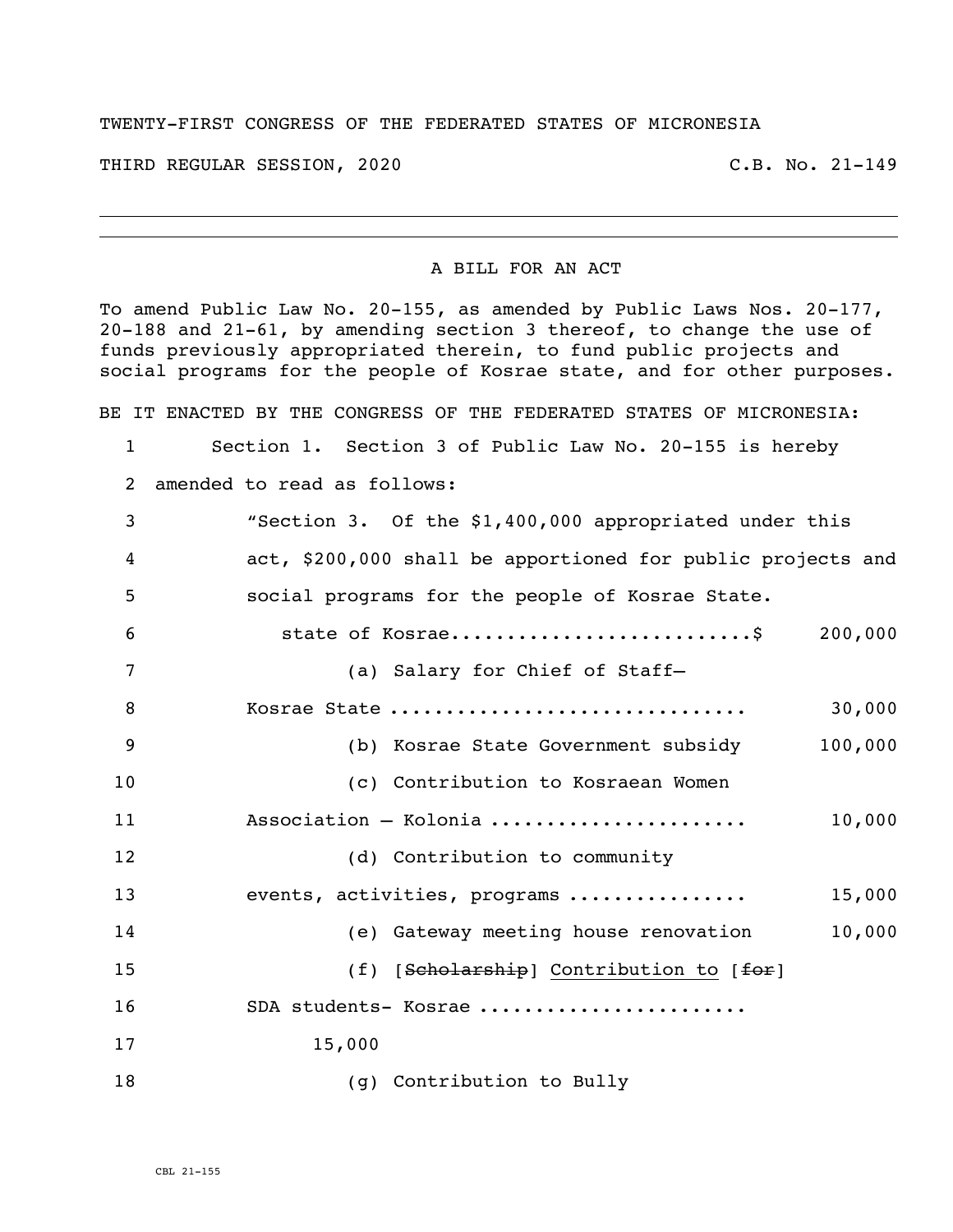TWENTY-FIRST CONGRESS OF THE FEDERATED STATES OF MICRONESIA

THIRD REGULAR SESSION, 2020 C.B. No. 21-149

---

A BILL FOR AN ACT

To amend Public Law No. 20-155, as amended by Public Laws Nos. 20-177, 20-188 and 21-61, by amending section 3 thereof, to change the use of funds previously appropriated therein, to fund public projects and social programs for the people of Kosrae state, and for other purposes.

BE IT ENACTED BY THE CONGRESS OF THE FEDERATED STATES OF MICRONESIA:

1 Section 1. Section 3 of Public Law No. 20-155 is hereby
2 amended to read as follows:
3 "Section 3. Of the $1,400,000 appropriated under this
4 act, $200,000 shall be apportioned for public projects and
5 social programs for the people of Kosrae State.
6 state of Kosrae..........................$ 200,000
7 (a) Salary for Chief of Staff–
8 Kosrae State .............................. 30,000
9 (b) Kosrae State Government subsidy 100,000
10 (c) Contribution to Kosraean Women
11 Association – Kolonia ...................... 10,000
12 (d) Contribution to community
13 events, activities, programs ............... 15,000
14 (e) Gateway meeting house renovation 10,000
15 (f) [~~Scholarship~~] Contribution to [~~for~~]
16 SDA students- Kosrae ......................
17 15,000
18 (g) Contribution to Bully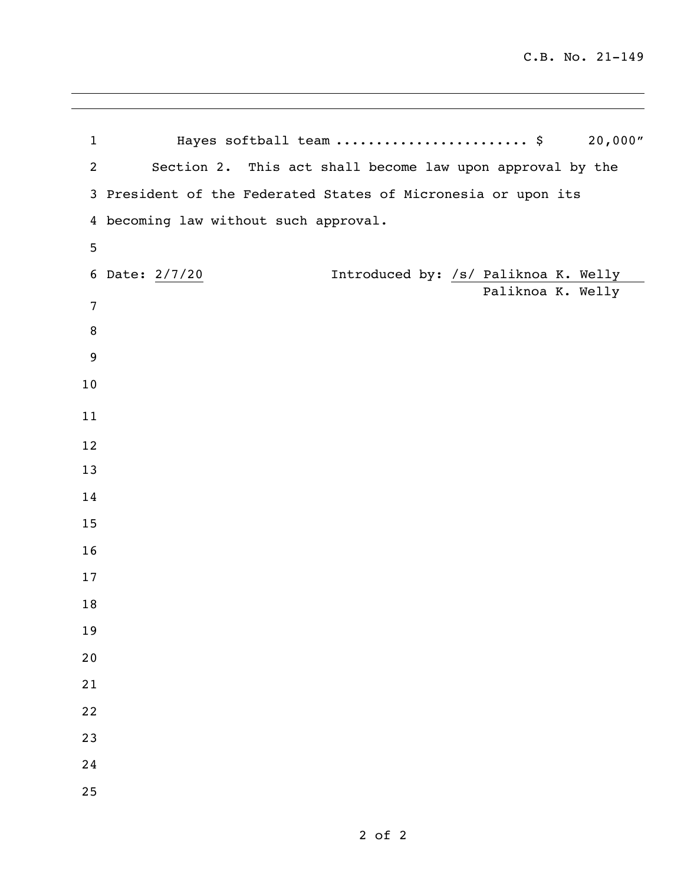Hayes softball team ....................... $ 20,000"

Section 2. This act shall become law upon approval by the President of the Federated States of Micronesia or upon its becoming law without such approval.

Date: 2/7/20 Introduced by: /s/ Paliknoa K. Welly

Paliknoa K. Welly